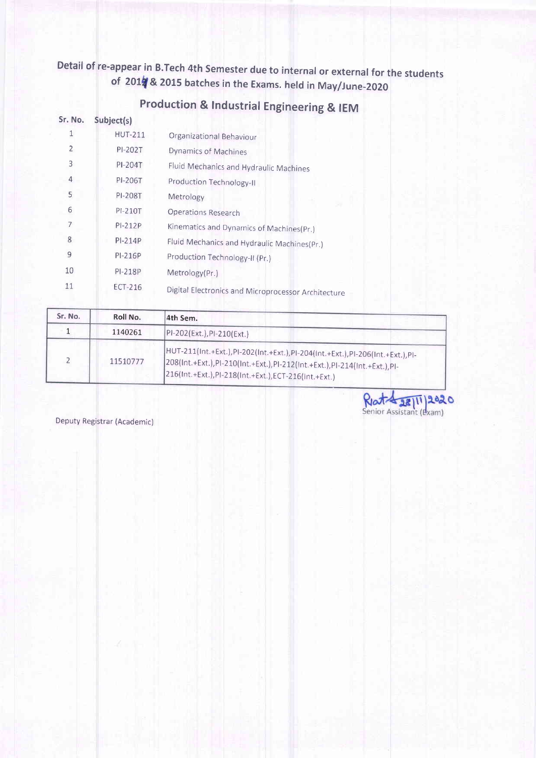# Detail of re-appear in B.Tech 4th Semester due to internal or external for the students of 2014 & 2015 batches in the Exams. held in May/June-2020

## Production & Industrial Engineering & IEM

| Sr. No. | Subject(s) | |
|---|---|---|
| 1 | HUT-211 | Organizational Behaviour |
| 2 | PI-202T | Dynamics of Machines |
| 3 | PI-204T | Fluid Mechanics and Hydraulic Machines |
| 4 | PI-206T | Production Technology-II |
| 5 | PI-208T | Metrology |
| 6 | PI-210T | Operations Research |
| 7 | PI-212P | Kinematics and Dynamics of Machines(Pr.) |
| 8 | PI-214P | Fluid Mechanics and Hydraulic Machines(Pr.) |
| 9 | PI-216P | Production Technology-II (Pr.) |
| 10 | PI-218P | Metrology(Pr.) |
| 11 | ECT-216 | Digital Electronics and Microprocessor Architecture |

| Sr. No. | Roll No. | 4th Sem. |
|---|---|---|
| 1 | 1140261 | PI-202(Ext.),PI-210(Ext.) |
| 2 | 11510777 | HUT-211(Int.+Ext.),PI-202(Int.+Ext.),PI-204(Int.+Ext.),PI-206(Int.+Ext.),PI-208(Int.+Ext.),PI-210(Int.+Ext.),PI-212(Int.+Ext.),PI-214(Int.+Ext.),PI-216(Int.+Ext.),PI-218(Int.+Ext.),ECT-216(Int.+Ext.) |

28/11/2020
Senior Assistant (Exam)

Deputy Registrar (Academic)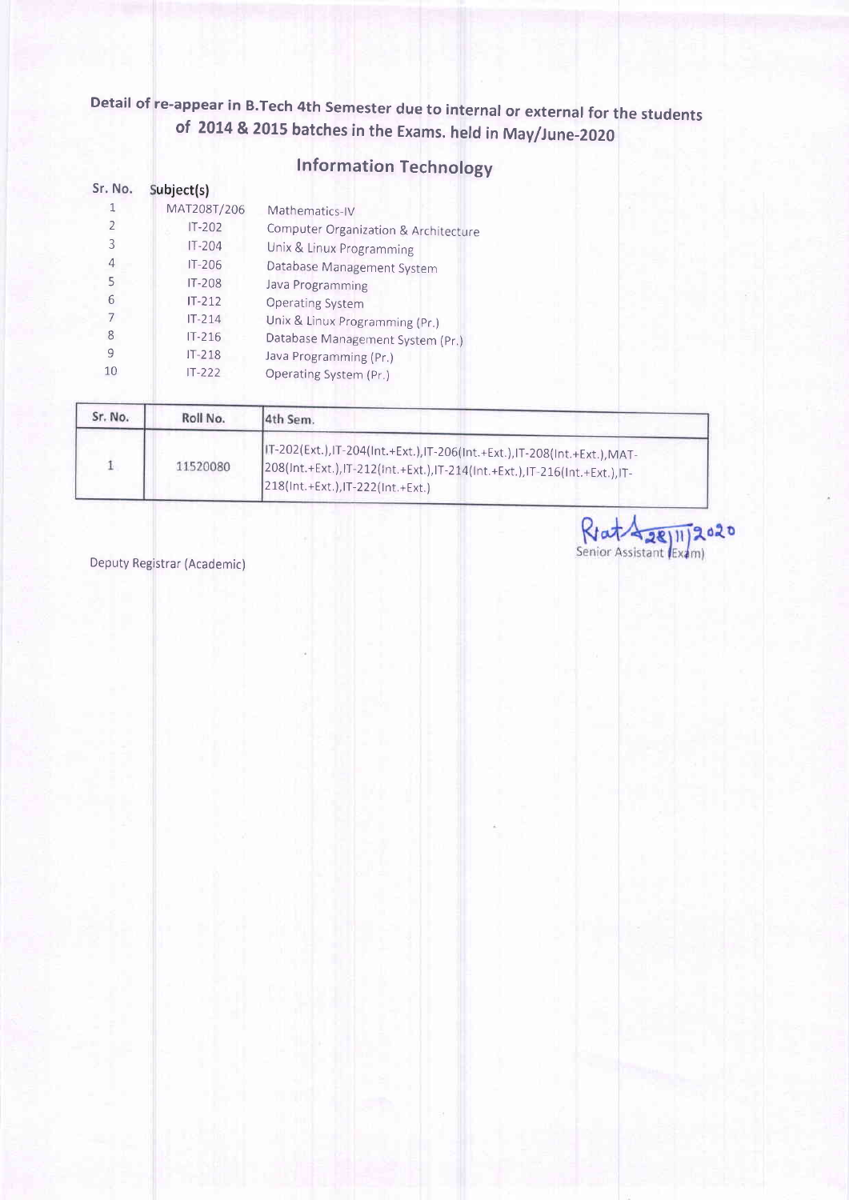## Detail of re-appear in B.Tech 4th Semester due to internal or external for the students of 2014 & 2015 batches in the Exams. held in May/June-2020

### Information Technology

| Sr. No. | Subject(s) | |
|---|---|---|
| 1 | MAT208T/206 | Mathematics-IV |
| 2 | IT-202 | Computer Organization & Architecture |
| 3 | IT-204 | Unix & Linux Programming |
| 4 | IT-206 | Database Management System |
| 5 | IT-208 | Java Programming |
| 6 | IT-212 | Operating System |
| 7 | IT-214 | Unix & Linux Programming (Pr.) |
| 8 | IT-216 | Database Management System (Pr.) |
| 9 | IT-218 | Java Programming (Pr.) |
| 10 | IT-222 | Operating System (Pr.) |

| Sr. No. | Roll No. | 4th Sem. |
|---|---|---|
| 1 | 11520080 | IT-202(Ext.),IT-204(Int.+Ext.),IT-206(Int.+Ext.),IT-208(Int.+Ext.),MAT-208(Int.+Ext.),IT-212(Int.+Ext.),IT-214(Int.+Ext.),IT-216(Int.+Ext.),IT-218(Int.+Ext.),IT-222(Int.+Ext.) |

28/11/2020
Senior Assistant (Exam)

Deputy Registrar (Academic)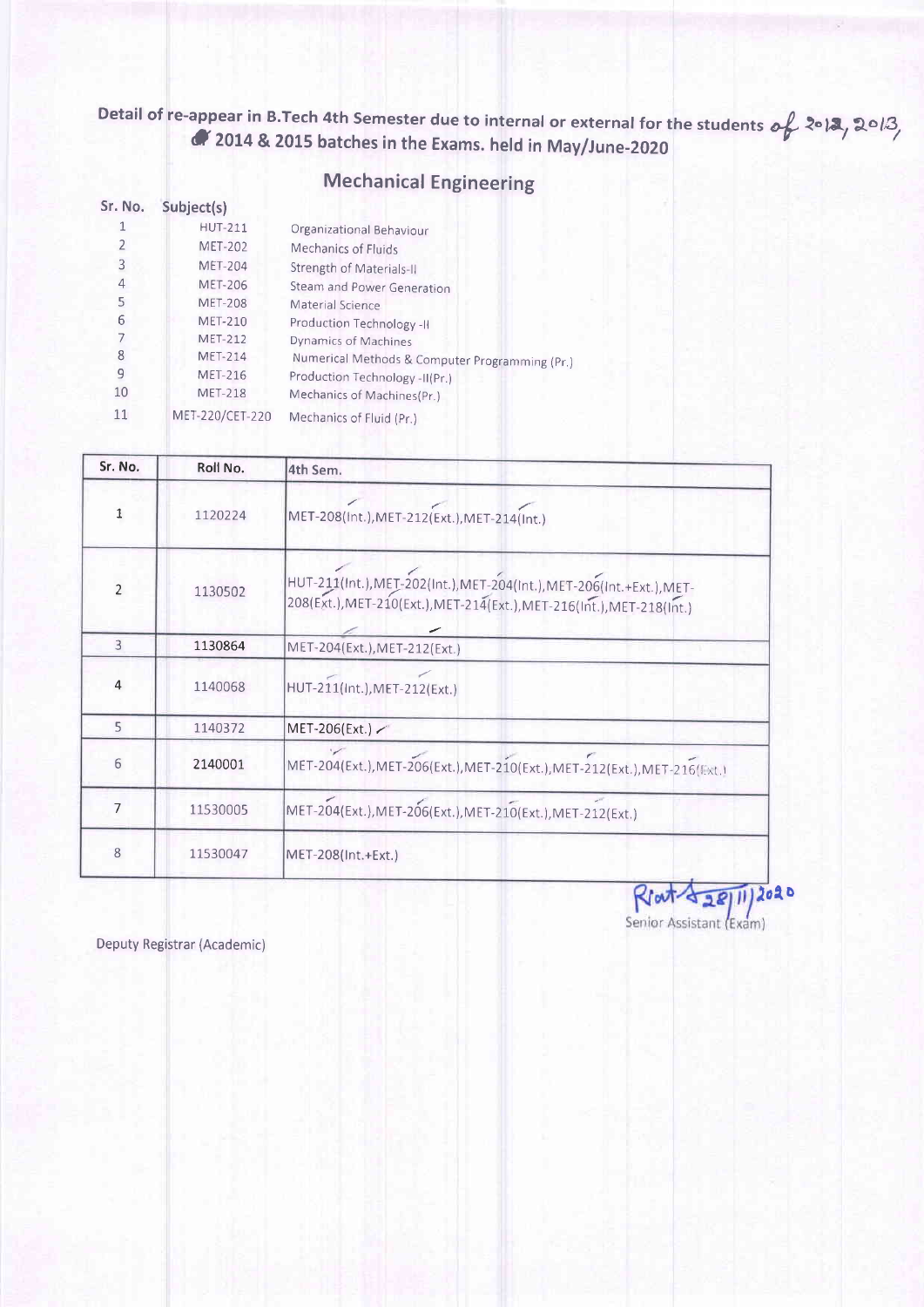## Detail of re-appear in B.Tech 4th Semester due to internal or external for the students of 2012, 2013, & 2014 & 2015 batches in the Exams. held in May/June-2020

### Mechanical Engineering

| Sr. No. | Subject(s) | |
|---|---|---|
| 1 | HUT-211 | Organizational Behaviour |
| 2 | MET-202 | Mechanics of Fluids |
| 3 | MET-204 | Strength of Materials-II |
| 4 | MET-206 | Steam and Power Generation |
| 5 | MET-208 | Material Science |
| 6 | MET-210 | Production Technology -II |
| 7 | MET-212 | Dynamics of Machines |
| 8 | MET-214 | Numerical Methods & Computer Programming (Pr.) |
| 9 | MET-216 | Production Technology -II(Pr.) |
| 10 | MET-218 | Mechanics of Machines(Pr.) |
| 11 | MET-220/CET-220 | Mechanics of Fluid (Pr.) |

| Sr. No. | Roll No. | 4th Sem. |
|---|---|---|
| 1 | 1120224 | MET-208(Int.),MET-212(Ext.),MET-214(Int.) |
| 2 | 1130502 | HUT-211(Int.),MET-202(Int.),MET-204(Int.),MET-206(Int.+Ext.),MET-208(Ext.),MET-210(Ext.),MET-214(Ext.),MET-216(Int.),MET-218(Int.) |
| 3 | 1130864 | MET-204(Ext.),MET-212(Ext.) |
| 4 | 1140068 | HUT-211(Int.),MET-212(Ext.) |
| 5 | 1140372 | MET-206(Ext.) |
| 6 | 2140001 | MET-204(Ext.),MET-206(Ext.),MET-210(Ext.),MET-212(Ext.),MET-216(Ext.) |
| 7 | 11530005 | MET-204(Ext.),MET-206(Ext.),MET-210(Ext.),MET-212(Ext.) |
| 8 | 11530047 | MET-208(Int.+Ext.) |

28/11/2020
Senior Assistant (Exam)

Deputy Registrar (Academic)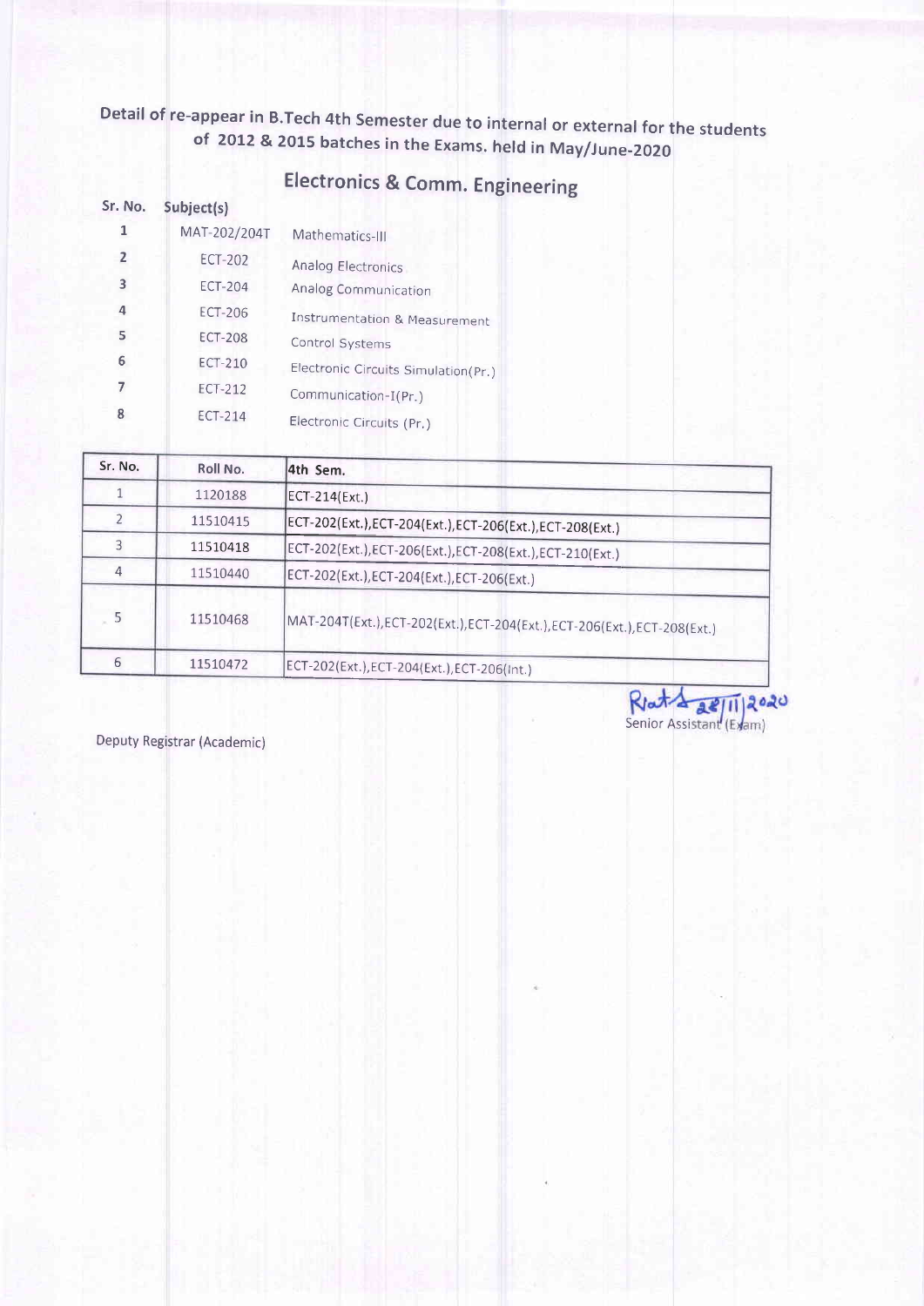# Detail of re-appear in B.Tech 4th Semester due to internal or external for the students of 2012 & 2015 batches in the Exams. held in May/June-2020

## Electronics & Comm. Engineering

| Sr. No. | Subject(s) | |
|---|---|---|
| 1 | MAT-202/204T | Mathematics-III |
| 2 | ECT-202 | Analog Electronics |
| 3 | ECT-204 | Analog Communication |
| 4 | ECT-206 | Instrumentation & Measurement |
| 5 | ECT-208 | Control Systems |
| 6 | ECT-210 | Electronic Circuits Simulation(Pr.) |
| 7 | ECT-212 | Communication-I(Pr.) |
| 8 | ECT-214 | Electronic Circuits (Pr.) |

| Sr. No. | Roll No. | 4th Sem. |
|---|---|---|
| 1 | 1120188 | ECT-214(Ext.) |
| 2 | 11510415 | ECT-202(Ext.),ECT-204(Ext.),ECT-206(Ext.),ECT-208(Ext.) |
| 3 | 11510418 | ECT-202(Ext.),ECT-206(Ext.),ECT-208(Ext.),ECT-210(Ext.) |
| 4 | 11510440 | ECT-202(Ext.),ECT-204(Ext.),ECT-206(Ext.) |
| 5 | 11510468 | MAT-204T(Ext.),ECT-202(Ext.),ECT-204(Ext.),ECT-206(Ext.),ECT-208(Ext.) |
| 6 | 11510472 | ECT-202(Ext.),ECT-204(Ext.),ECT-206(Int.) |

28/11/2020
Senior Assistant (Exam)

Deputy Registrar (Academic)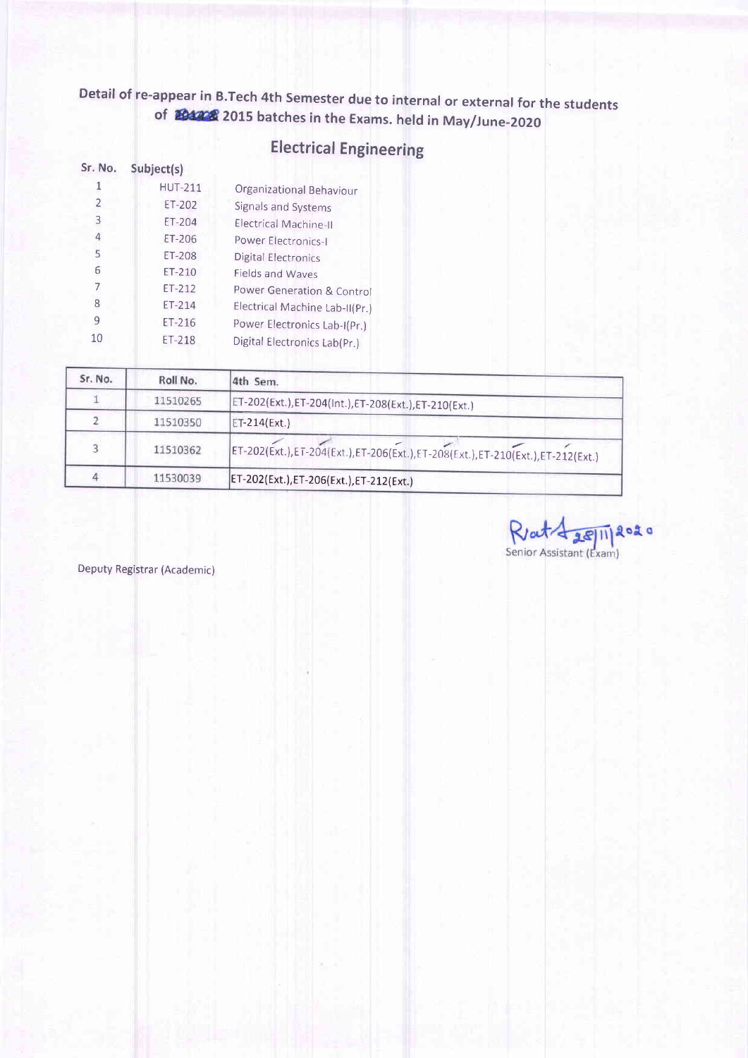# Detail of re-appear in B.Tech 4th Semester due to internal or external for the students of 2015 batches in the Exams. held in May/June-2020

## Electrical Engineering

| Sr. No. | Subject(s) | |
|---|---|---|
| 1 | HUT-211 | Organizational Behaviour |
| 2 | ET-202 | Signals and Systems |
| 3 | ET-204 | Electrical Machine-II |
| 4 | ET-206 | Power Electronics-I |
| 5 | ET-208 | Digital Electronics |
| 6 | ET-210 | Fields and Waves |
| 7 | ET-212 | Power Generation & Control |
| 8 | ET-214 | Electrical Machine Lab-II(Pr.) |
| 9 | ET-216 | Power Electronics Lab-I(Pr.) |
| 10 | ET-218 | Digital Electronics Lab(Pr.) |

| Sr. No. | Roll No. | 4th Sem. |
|---|---|---|
| 1 | 11510265 | ET-202(Ext.),ET-204(Int.),ET-208(Ext.),ET-210(Ext.) |
| 2 | 11510350 | ET-214(Ext.) |
| 3 | 11510362 | ET-202(Ext.),ET-204(Ext.),ET-206(Ext.),ET-208(Ext.),ET-210(Ext.),ET-212(Ext.) |
| 4 | 11530039 | ET-202(Ext.),ET-206(Ext.),ET-212(Ext.) |

28/11/2020
Senior Assistant (Exam)

Deputy Registrar (Academic)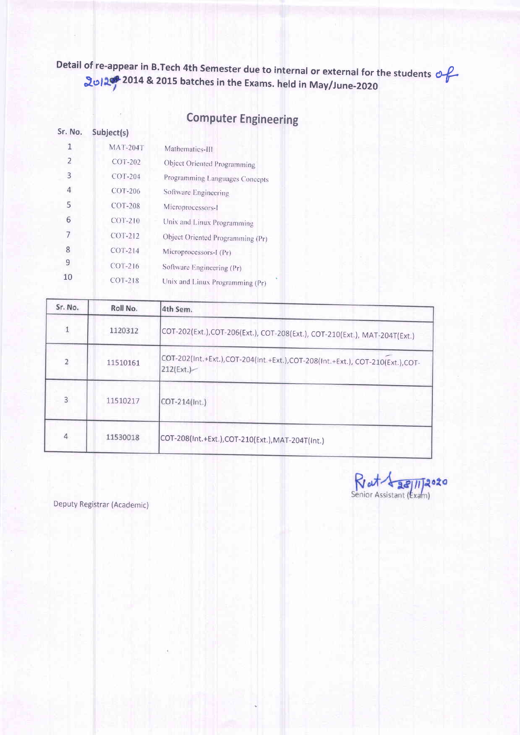Detail of re-appear in B.Tech 4th Semester due to internal or external for the students of 2012, 2014 & 2015 batches in the Exams. held in May/June-2020

## Computer Engineering

| Sr. No. | Subject(s) | |
|---|---|---|
| 1 | MAT-204T | Mathematics-III |
| 2 | COT-202 | Object Oriented Programming |
| 3 | COT-204 | Programming Languages Concepts |
| 4 | COT-206 | Software Engineering |
| 5 | COT-208 | Microprocessors-I |
| 6 | COT-210 | Unix and Linux Programming |
| 7 | COT-212 | Object Oriented Programming (Pr) |
| 8 | COT-214 | Microprocessors-I (Pr) |
| 9 | COT-216 | Software Engineering (Pr) |
| 10 | COT-218 | Unix and Linux Programming (Pr) |

| Sr. No. | Roll No. | 4th Sem. |
|---|---|---|
| 1 | 1120312 | COT-202(Ext.),COT-206(Ext.), COT-208(Ext.), COT-210(Ext.), MAT-204T(Ext.) |
| 2 | 11510161 | COT-202(Int.+Ext.),COT-204(Int.+Ext.),COT-208(Int.+Ext.), COT-210(Ext.),COT-212(Ext.) |
| 3 | 11510217 | COT-214(Int.) |
| 4 | 11530018 | COT-208(Int.+Ext.),COT-210(Ext.),MAT-204T(Int.) |

28/11/2020
Senior Assistant (Exam)

Deputy Registrar (Academic)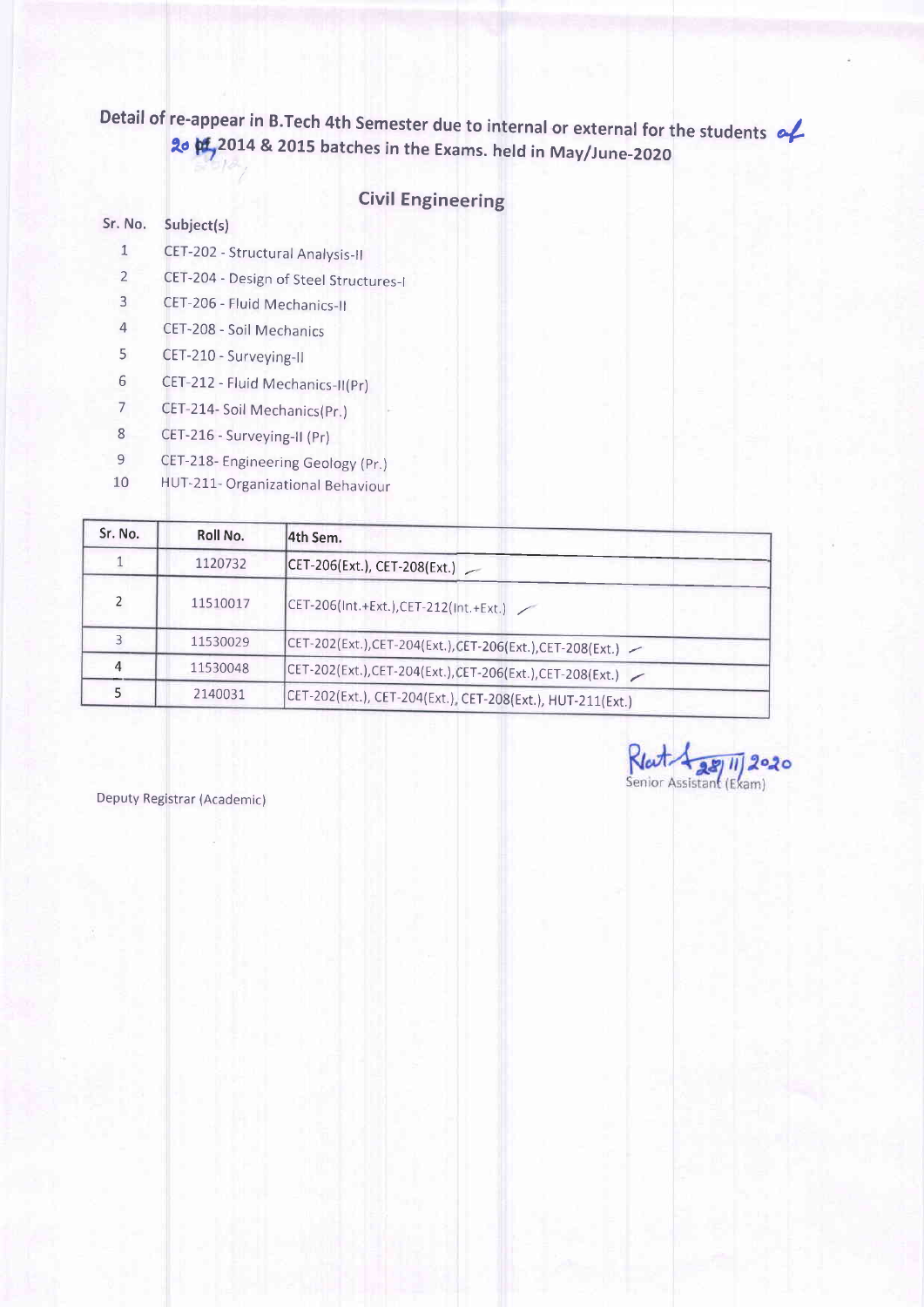# Detail of re-appear in B.Tech 4th Semester due to internal or external for the students of 2012, 2014 & 2015 batches in the Exams. held in May/June-2020

## Civil Engineering

| Sr. No. | Subject(s) |
|---|---|
| 1 | CET-202 - Structural Analysis-II |
| 2 | CET-204 - Design of Steel Structures-I |
| 3 | CET-206 - Fluid Mechanics-II |
| 4 | CET-208 - Soil Mechanics |
| 5 | CET-210 - Surveying-II |
| 6 | CET-212 - Fluid Mechanics-II(Pr) |
| 7 | CET-214- Soil Mechanics(Pr.) |
| 8 | CET-216 - Surveying-II (Pr) |
| 9 | CET-218- Engineering Geology (Pr.) |
| 10 | HUT-211- Organizational Behaviour |

| Sr. No. | Roll No. | 4th Sem. |
|---|---|---|
| 1 | 1120732 | CET-206(Ext.), CET-208(Ext.) |
| 2 | 11510017 | CET-206(Int.+Ext.),CET-212(Int.+Ext.) |
| 3 | 11530029 | CET-202(Ext.),CET-204(Ext.),CET-206(Ext.),CET-208(Ext.) |
| 4 | 11530048 | CET-202(Ext.),CET-204(Ext.),CET-206(Ext.),CET-208(Ext.) |
| 5 | 2140031 | CET-202(Ext.), CET-204(Ext.), CET-208(Ext.), HUT-211(Ext.) |

28/11/2020

Senior Assistant (Exam)

Deputy Registrar (Academic)